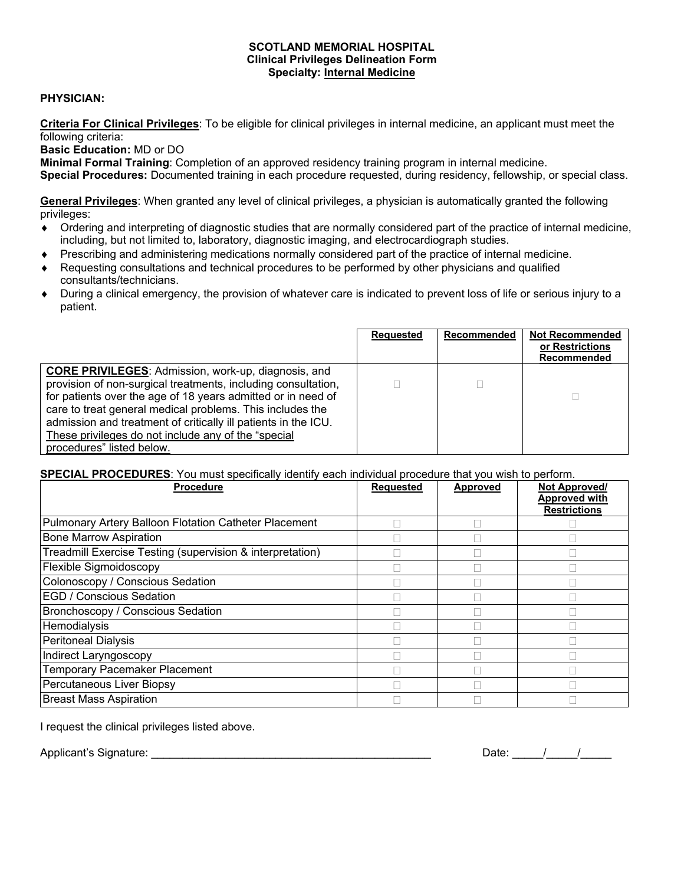**SCOTLAND MEMORIAL HOSPITAL**
**Clinical Privileges Delineation Form**
**Specialty: Internal Medicine**

**PHYSICIAN:**

**Criteria For Clinical Privileges**: To be eligible for clinical privileges in internal medicine, an applicant must meet the following criteria:
**Basic Education:** MD or DO
**Minimal Formal Training**: Completion of an approved residency training program in internal medicine.
**Special Procedures:** Documented training in each procedure requested, during residency, fellowship, or special class.

**General Privileges**: When granted any level of clinical privileges, a physician is automatically granted the following privileges:

- Ordering and interpreting of diagnostic studies that are normally considered part of the practice of internal medicine, including, but not limited to, laboratory, diagnostic imaging, and electrocardiograph studies.
- Prescribing and administering medications normally considered part of the practice of internal medicine.
- Requesting consultations and technical procedures to be performed by other physicians and qualified consultants/technicians.
- During a clinical emergency, the provision of whatever care is indicated to prevent loss of life or serious injury to a patient.

| | Requested | Recommended | Not Recommended or Restrictions Recommended |
|---|---|---|---|
| **CORE PRIVILEGES**: Admission, work-up, diagnosis, and provision of non-surgical treatments, including consultation, for patients over the age of 18 years admitted or in need of care to treat general medical problems. This includes the admission and treatment of critically ill patients in the ICU. These privileges do not include any of the "special procedures" listed below. | ☐ | ☐ | ☐ |

**SPECIAL PROCEDURES**: You must specifically identify each individual procedure that you wish to perform.

| Procedure | Requested | Approved | Not Approved/ Approved with Restrictions |
|---|---|---|---|
| Pulmonary Artery Balloon Flotation Catheter Placement | ☐ | ☐ | ☐ |
| Bone Marrow Aspiration | ☐ | ☐ | ☐ |
| Treadmill Exercise Testing (supervision & interpretation) | ☐ | ☐ | ☐ |
| Flexible Sigmoidoscopy | ☐ | ☐ | ☐ |
| Colonoscopy / Conscious Sedation | ☐ | ☐ | ☐ |
| EGD / Conscious Sedation | ☐ | ☐ | ☐ |
| Bronchoscopy / Conscious Sedation | ☐ | ☐ | ☐ |
| Hemodialysis | ☐ | ☐ | ☐ |
| Peritoneal Dialysis | ☐ | ☐ | ☐ |
| Indirect Laryngoscopy | ☐ | ☐ | ☐ |
| Temporary Pacemaker Placement | ☐ | ☐ | ☐ |
| Percutaneous Liver Biopsy | ☐ | ☐ | ☐ |
| Breast Mass Aspiration | ☐ | ☐ | ☐ |

I request the clinical privileges listed above.

Applicant's Signature: _______________________________________________ Date: _____/_____/_____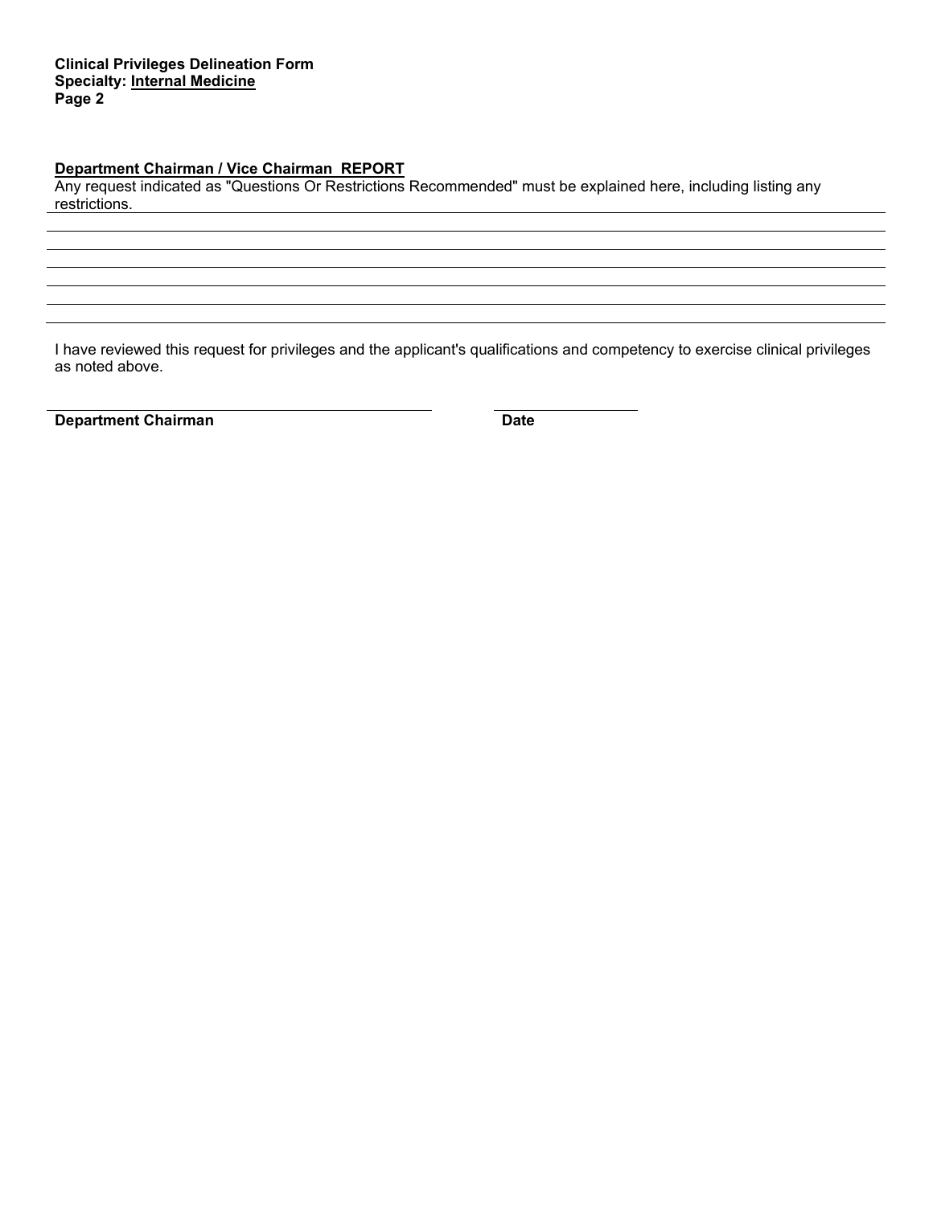**Clinical Privileges Delineation Form**
**Specialty: Internal Medicine**

**Department Chairman / Vice Chairman REPORT**

Any request indicated as "Questions Or Restrictions Recommended" must be explained here, including listing any restrictions.

______________________________________________________________________

______________________________________________________________________

______________________________________________________________________

______________________________________________________________________

______________________________________________________________________

______________________________________________________________________

I have reviewed this request for privileges and the applicant's qualifications and competency to exercise clinical privileges as noted above.

______________________________ ______________

**Department Chairman** **Date**